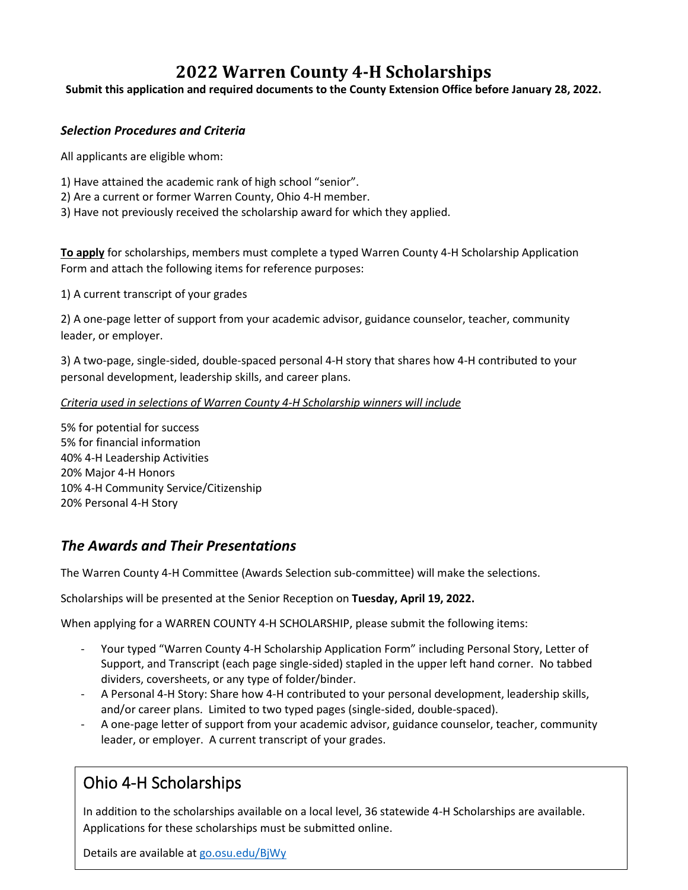# 2022 Warren County 4-H Scholarships

**Submit this application and required documents to the County Extension Office before January 28, 2022.**

### *Selection Procedures and Criteria*

All applicants are eligible whom:

1) Have attained the academic rank of high school "senior".
2) Are a current or former Warren County, Ohio 4-H member.
3) Have not previously received the scholarship award for which they applied.

**To apply** for scholarships, members must complete a typed Warren County 4-H Scholarship Application Form and attach the following items for reference purposes:

1) A current transcript of your grades

2) A one-page letter of support from your academic advisor, guidance counselor, teacher, community leader, or employer.

3) A two-page, single-sided, double-spaced personal 4-H story that shares how 4-H contributed to your personal development, leadership skills, and career plans.

*Criteria used in selections of Warren County 4-H Scholarship winners will include*

5% for potential for success
5% for financial information
40% 4-H Leadership Activities
20% Major 4-H Honors
10% 4-H Community Service/Citizenship
20% Personal 4-H Story

## *The Awards and Their Presentations*

The Warren County 4-H Committee (Awards Selection sub-committee) will make the selections.

Scholarships will be presented at the Senior Reception on **Tuesday, April 19, 2022.**

When applying for a WARREN COUNTY 4-H SCHOLARSHIP, please submit the following items:

- Your typed "Warren County 4-H Scholarship Application Form" including Personal Story, Letter of Support, and Transcript (each page single-sided) stapled in the upper left hand corner. No tabbed dividers, coversheets, or any type of folder/binder.
- A Personal 4-H Story: Share how 4-H contributed to your personal development, leadership skills, and/or career plans. Limited to two typed pages (single-sided, double-spaced).
- A one-page letter of support from your academic advisor, guidance counselor, teacher, community leader, or employer. A current transcript of your grades.

## Ohio 4-H Scholarships

In addition to the scholarships available on a local level, 36 statewide 4-H Scholarships are available. Applications for these scholarships must be submitted online.

Details are available at go.osu.edu/BjWy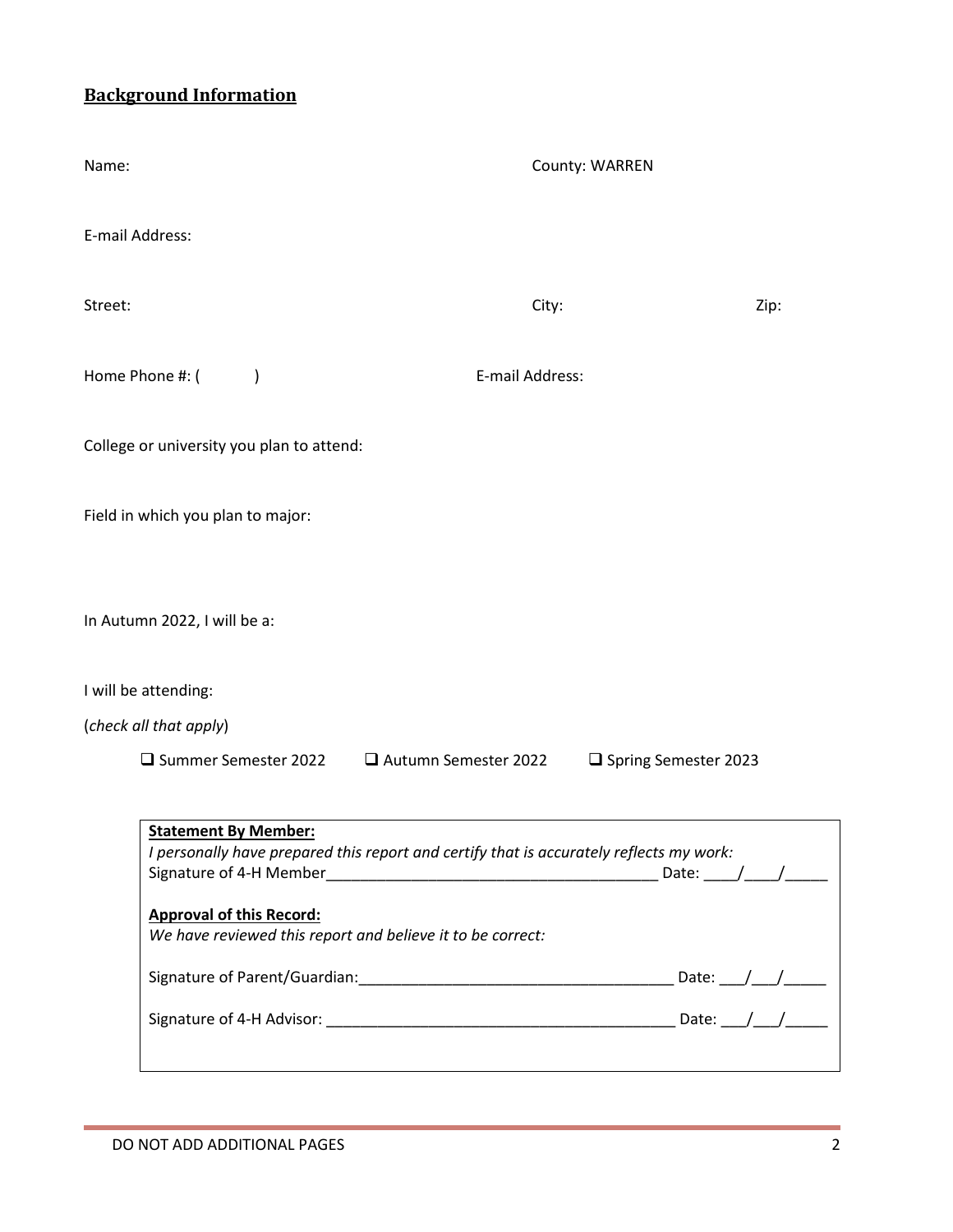## Background Information

Name: County: WARREN

E-mail Address:

Street: City: Zip:

Home Phone #: ( ) E-mail Address:

College or university you plan to attend:

Field in which you plan to major:

In Autumn 2022, I will be a:

I will be attending:

(*check all that apply*)

- ❑ Summer Semester 2022
- ❑ Autumn Semester 2022
- ❑ Spring Semester 2023

**Statement By Member:**
*I personally have prepared this report and certify that is accurately reflects my work:*
Signature of 4-H Member_______________________________________ Date: ____/____/_____

**Approval of this Record:**
*We have reviewed this report and believe it to be correct:*

Signature of Parent/Guardian:____________________________________ Date: ___/___/_____

Signature of 4-H Advisor: _________________________________________ Date: ___/___/_____

DO NOT ADD ADDITIONAL PAGES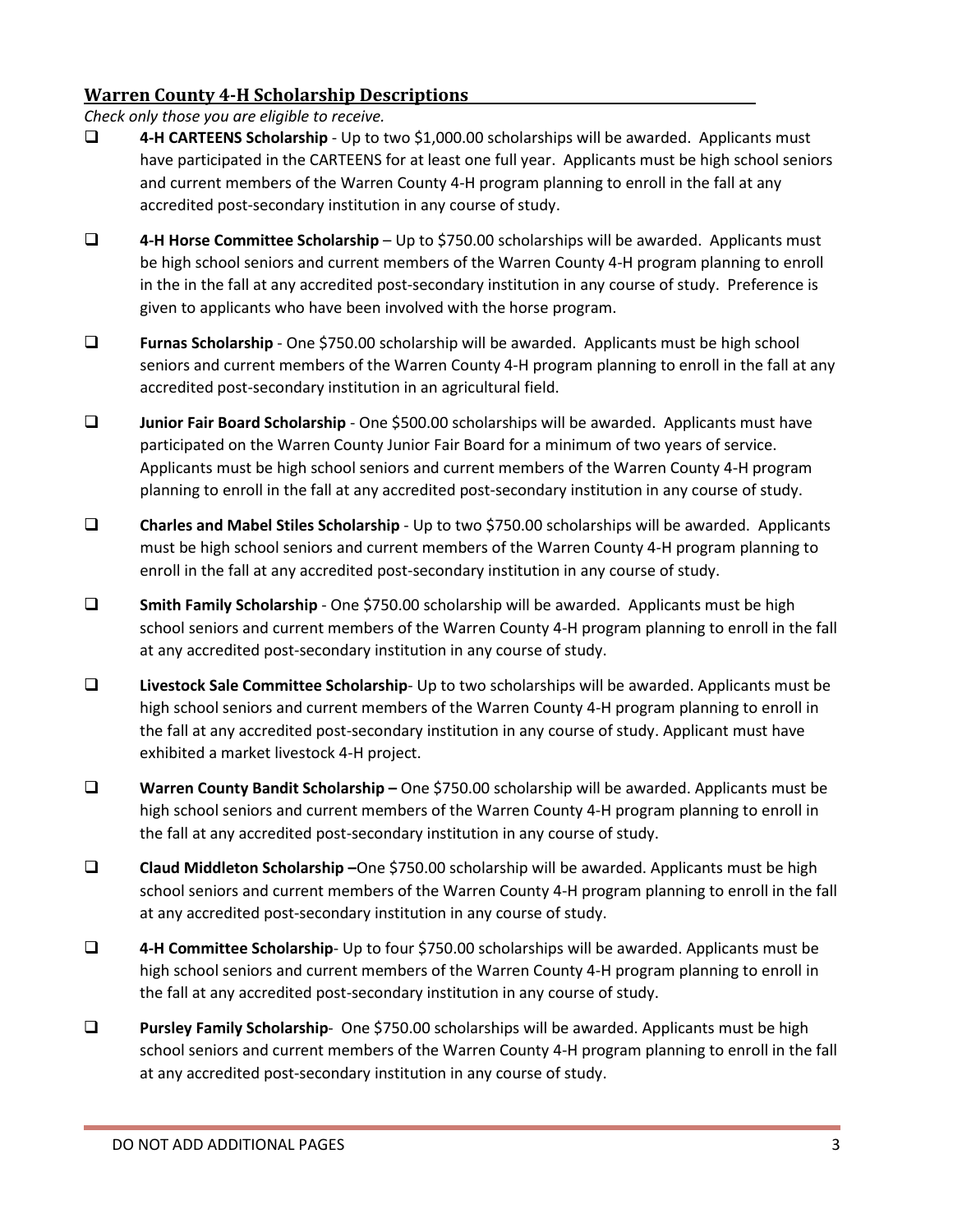## Warren County 4-H Scholarship Descriptions

*Check only those you are eligible to receive.*

- ☐ **4-H CARTEENS Scholarship** - Up to two $1,000.00 scholarships will be awarded. Applicants must have participated in the CARTEENS for at least one full year. Applicants must be high school seniors and current members of the Warren County 4-H program planning to enroll in the fall at any accredited post-secondary institution in any course of study.

- ☐ **4-H Horse Committee Scholarship** – Up to $750.00 scholarships will be awarded. Applicants must be high school seniors and current members of the Warren County 4-H program planning to enroll in the in the fall at any accredited post-secondary institution in any course of study. Preference is given to applicants who have been involved with the horse program.

- ☐ **Furnas Scholarship** - One $750.00 scholarship will be awarded. Applicants must be high school seniors and current members of the Warren County 4-H program planning to enroll in the fall at any accredited post-secondary institution in an agricultural field.

- ☐ **Junior Fair Board Scholarship** - One $500.00 scholarships will be awarded. Applicants must have participated on the Warren County Junior Fair Board for a minimum of two years of service. Applicants must be high school seniors and current members of the Warren County 4-H program planning to enroll in the fall at any accredited post-secondary institution in any course of study.

- ☐ **Charles and Mabel Stiles Scholarship** - Up to two $750.00 scholarships will be awarded. Applicants must be high school seniors and current members of the Warren County 4-H program planning to enroll in the fall at any accredited post-secondary institution in any course of study.

- ☐ **Smith Family Scholarship** - One $750.00 scholarship will be awarded. Applicants must be high school seniors and current members of the Warren County 4-H program planning to enroll in the fall at any accredited post-secondary institution in any course of study.

- ☐ **Livestock Sale Committee Scholarship**- Up to two scholarships will be awarded. Applicants must be high school seniors and current members of the Warren County 4-H program planning to enroll in the fall at any accredited post-secondary institution in any course of study. Applicant must have exhibited a market livestock 4-H project.

- ☐ **Warren County Bandit Scholarship –** One $750.00 scholarship will be awarded. Applicants must be high school seniors and current members of the Warren County 4-H program planning to enroll in the fall at any accredited post-secondary institution in any course of study.

- ☐ **Claud Middleton Scholarship –**One $750.00 scholarship will be awarded. Applicants must be high school seniors and current members of the Warren County 4-H program planning to enroll in the fall at any accredited post-secondary institution in any course of study.

- ☐ **4-H Committee Scholarship**- Up to four $750.00 scholarships will be awarded. Applicants must be high school seniors and current members of the Warren County 4-H program planning to enroll in the fall at any accredited post-secondary institution in any course of study.

- ☐ **Pursley Family Scholarship**- One $750.00 scholarships will be awarded. Applicants must be high school seniors and current members of the Warren County 4-H program planning to enroll in the fall at any accredited post-secondary institution in any course of study.

DO NOT ADD ADDITIONAL PAGES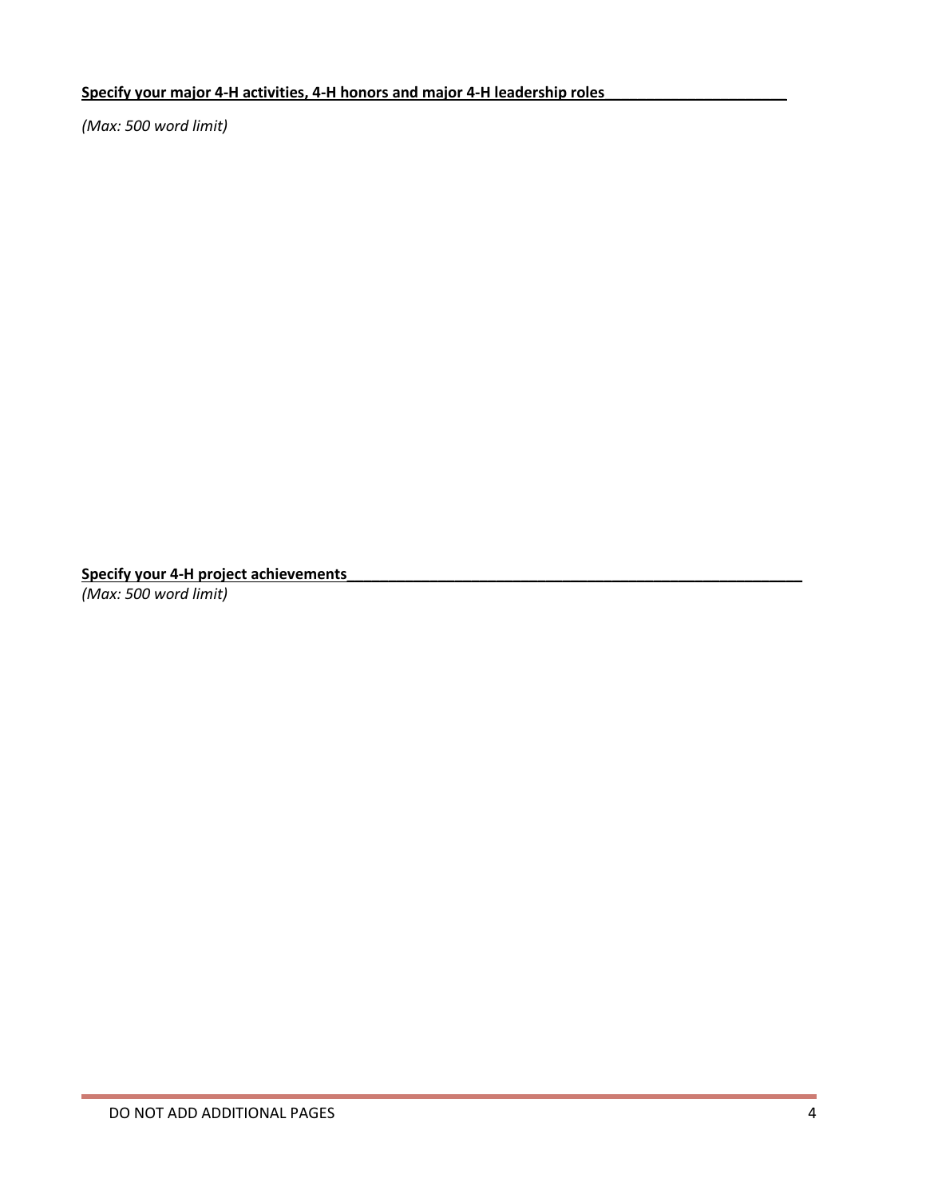**Specify your major 4-H activities, 4-H honors and major 4-H leadership roles**\_\_\_\_\_\_\_\_\_\_\_\_\_\_\_\_\_\_\_\_\_\_

*(Max: 500 word limit)*

**Specify your 4-H project achievements**\_\_\_\_\_\_\_\_\_\_\_\_\_\_\_\_\_\_\_\_\_\_\_\_\_\_\_\_\_\_\_\_\_\_\_\_\_\_\_\_\_\_\_\_\_\_\_\_\_\_\_\_\_\_\_\_

*(Max: 500 word limit)*

DO NOT ADD ADDITIONAL PAGES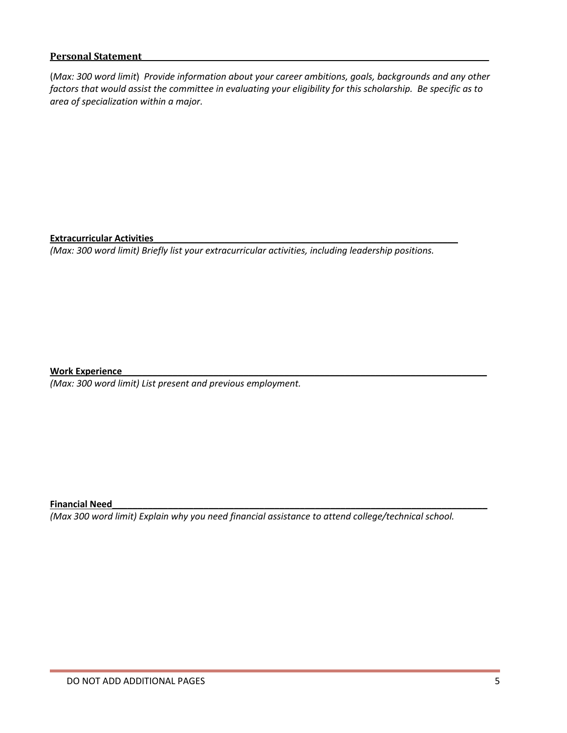**Personal Statement**

(*Max: 300 word limit*) *Provide information about your career ambitions, goals, backgrounds and any other factors that would assist the committee in evaluating your eligibility for this scholarship. Be specific as to area of specialization within a major.*

**Extracurricular Activities**

*(Max: 300 word limit) Briefly list your extracurricular activities, including leadership positions.*

**Work Experience**

*(Max: 300 word limit) List present and previous employment.*

**Financial Need**

*(Max 300 word limit) Explain why you need financial assistance to attend college/technical school.*

DO NOT ADD ADDITIONAL PAGES